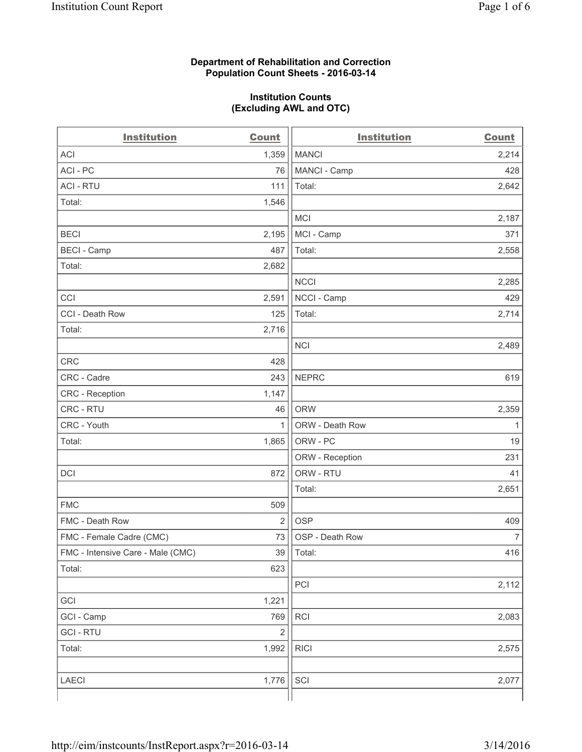**Department of Rehabilitation and Correction**
**Population Count Sheets - 2016-03-14**

**Institution Counts**
**(Excluding AWL and OTC)**

| Institution | Count |
|---|---|
| ACI | 1,359 |
| ACI - PC | 76 |
| ACI - RTU | 111 |
| Total: | 1,546 |
| | |
| BECI | 2,195 |
| BECI - Camp | 487 |
| Total: | 2,682 |
| | |
| CCI | 2,591 |
| CCI - Death Row | 125 |
| Total: | 2,716 |
| | |
| CRC | 428 |
| CRC - Cadre | 243 |
| CRC - Reception | 1,147 |
| CRC - RTU | 46 |
| CRC - Youth | 1 |
| Total: | 1,865 |
| | |
| DCI | 872 |
| | |
| FMC | 509 |
| FMC - Death Row | 2 |
| FMC - Female Cadre (CMC) | 73 |
| FMC - Intensive Care - Male (CMC) | 39 |
| Total: | 623 |
| | |
| GCI | 1,221 |
| GCI - Camp | 769 |
| GCI - RTU | 2 |
| Total: | 1,992 |
| | |
| LAECI | 1,776 |
| MANCI | 2,214 |
| MANCI - Camp | 428 |
| Total: | 2,642 |
| | |
| MCI | 2,187 |
| MCI - Camp | 371 |
| Total: | 2,558 |
| | |
| NCCI | 2,285 |
| NCCI - Camp | 429 |
| Total: | 2,714 |
| | |
| NCI | 2,489 |
| | |
| NEPRC | 619 |
| | |
| ORW | 2,359 |
| ORW - Death Row | 1 |
| ORW - PC | 19 |
| ORW - Reception | 231 |
| ORW - RTU | 41 |
| Total: | 2,651 |
| | |
| OSP | 409 |
| OSP - Death Row | 7 |
| Total: | 416 |
| | |
| PCI | 2,112 |
| | |
| RCI | 2,083 |
| | |
| RICI | 2,575 |
| | |
| SCI | 2,077 |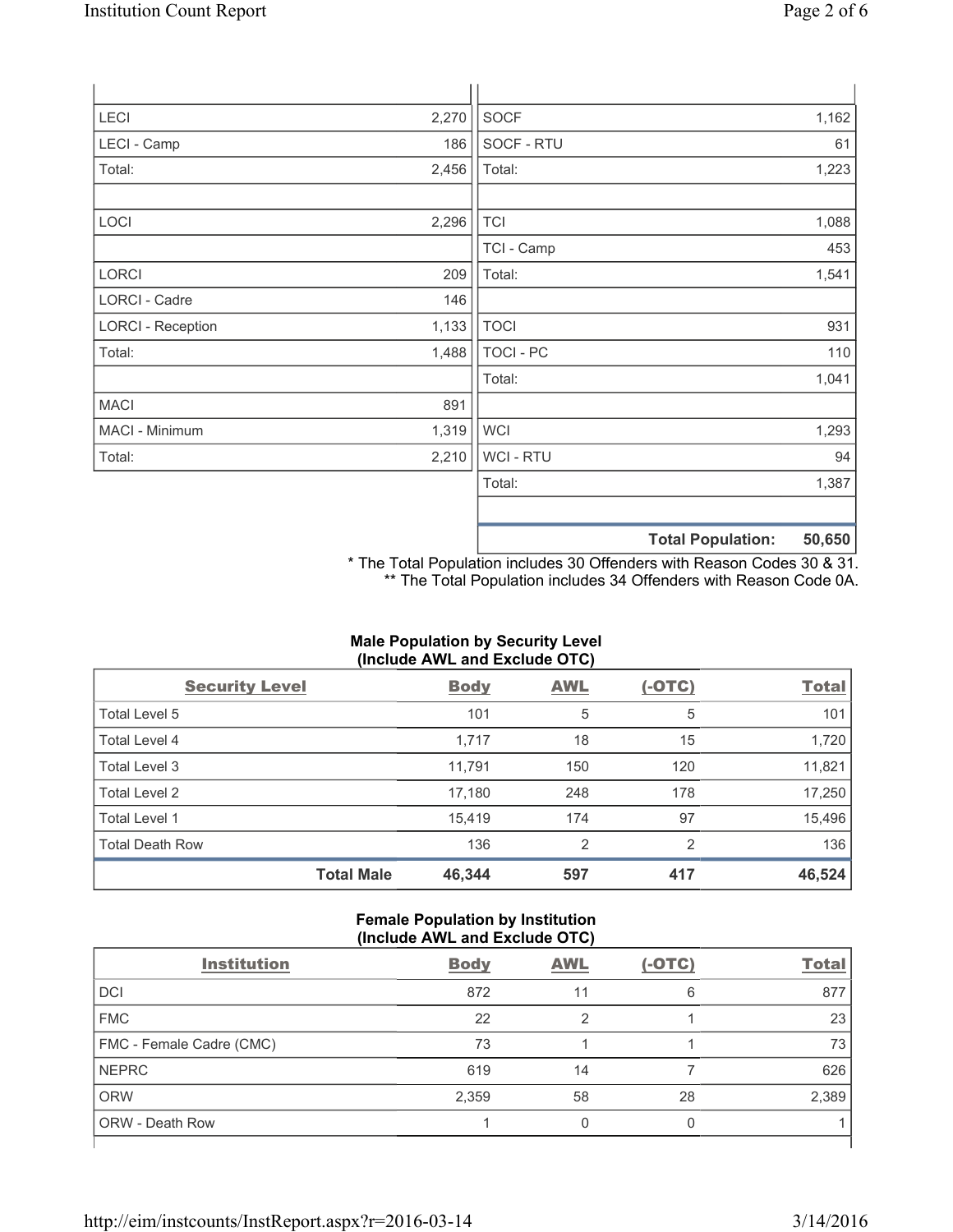| | | | |
|---|---|---|---|
| LECI | 2,270 | SOCF | 1,162 |
| LECI - Camp | 186 | SOCF - RTU | 61 |
| Total: | 2,456 | Total: | 1,223 |
| | | | |
| LOCI | 2,296 | TCI | 1,088 |
| | | TCI - Camp | 453 |
| LORCI | 209 | Total: | 1,541 |
| LORCI - Cadre | 146 | | |
| LORCI - Reception | 1,133 | TOCI | 931 |
| Total: | 1,488 | TOCI - PC | 110 |
| | | Total: | 1,041 |
| MACI | 891 | | |
| MACI - Minimum | 1,319 | WCI | 1,293 |
| Total: | 2,210 | WCI - RTU | 94 |
| | | Total: | 1,387 |
| | | | |
| | | **Total Population:** | **50,650** |

\* The Total Population includes 30 Offenders with Reason Codes 30 & 31.
\*\* The Total Population includes 34 Offenders with Reason Code 0A.

**Male Population by Security Level (Include AWL and Exclude OTC)**

| Security Level | Body | AWL | (-OTC) | Total |
|---|---|---|---|---|
| Total Level 5 | 101 | 5 | 5 | 101 |
| Total Level 4 | 1,717 | 18 | 15 | 1,720 |
| Total Level 3 | 11,791 | 150 | 120 | 11,821 |
| Total Level 2 | 17,180 | 248 | 178 | 17,250 |
| Total Level 1 | 15,419 | 174 | 97 | 15,496 |
| Total Death Row | 136 | 2 | 2 | 136 |
| **Total Male** | **46,344** | **597** | **417** | **46,524** |

**Female Population by Institution (Include AWL and Exclude OTC)**

| Institution | Body | AWL | (-OTC) | Total |
|---|---|---|---|---|
| DCI | 872 | 11 | 6 | 877 |
| FMC | 22 | 2 | 1 | 23 |
| FMC - Female Cadre (CMC) | 73 | 1 | 1 | 73 |
| NEPRC | 619 | 14 | 7 | 626 |
| ORW | 2,359 | 58 | 28 | 2,389 |
| ORW - Death Row | 1 | 0 | 0 | 1 |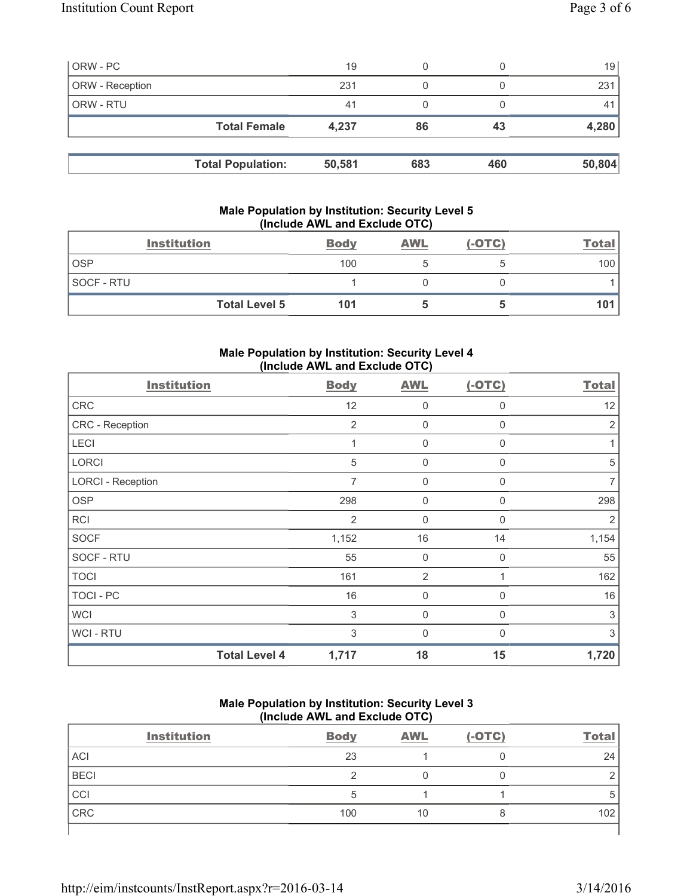| | | | | |
|---|---|---|---|---|
| ORW - PC | 19 | 0 | 0 | 19 |
| ORW - Reception | 231 | 0 | 0 | 231 |
| ORW - RTU | 41 | 0 | 0 | 41 |
| **Total Female** | **4,237** | **86** | **43** | **4,280** |

| | | | | |
|---|---|---|---|---|
| **Total Population:** | **50,581** | **683** | **460** | **50,804** |

### Male Population by Institution: Security Level 5 (Include AWL and Exclude OTC)

| Institution | Body | AWL | (-OTC) | Total |
|---|---|---|---|---|
| OSP | 100 | 5 | 5 | 100 |
| SOCF - RTU | 1 | 0 | 0 | 1 |
| **Total Level 5** | **101** | **5** | **5** | **101** |

### Male Population by Institution: Security Level 4 (Include AWL and Exclude OTC)

| Institution | Body | AWL | (-OTC) | Total |
|---|---|---|---|---|
| CRC | 12 | 0 | 0 | 12 |
| CRC - Reception | 2 | 0 | 0 | 2 |
| LECI | 1 | 0 | 0 | 1 |
| LORCI | 5 | 0 | 0 | 5 |
| LORCI - Reception | 7 | 0 | 0 | 7 |
| OSP | 298 | 0 | 0 | 298 |
| RCI | 2 | 0 | 0 | 2 |
| SOCF | 1,152 | 16 | 14 | 1,154 |
| SOCF - RTU | 55 | 0 | 0 | 55 |
| TOCI | 161 | 2 | 1 | 162 |
| TOCI - PC | 16 | 0 | 0 | 16 |
| WCI | 3 | 0 | 0 | 3 |
| WCI - RTU | 3 | 0 | 0 | 3 |
| **Total Level 4** | **1,717** | **18** | **15** | **1,720** |

### Male Population by Institution: Security Level 3 (Include AWL and Exclude OTC)

| Institution | Body | AWL | (-OTC) | Total |
|---|---|---|---|---|
| ACI | 23 | 1 | 0 | 24 |
| BECI | 2 | 0 | 0 | 2 |
| CCI | 5 | 1 | 1 | 5 |
| CRC | 100 | 10 | 8 | 102 |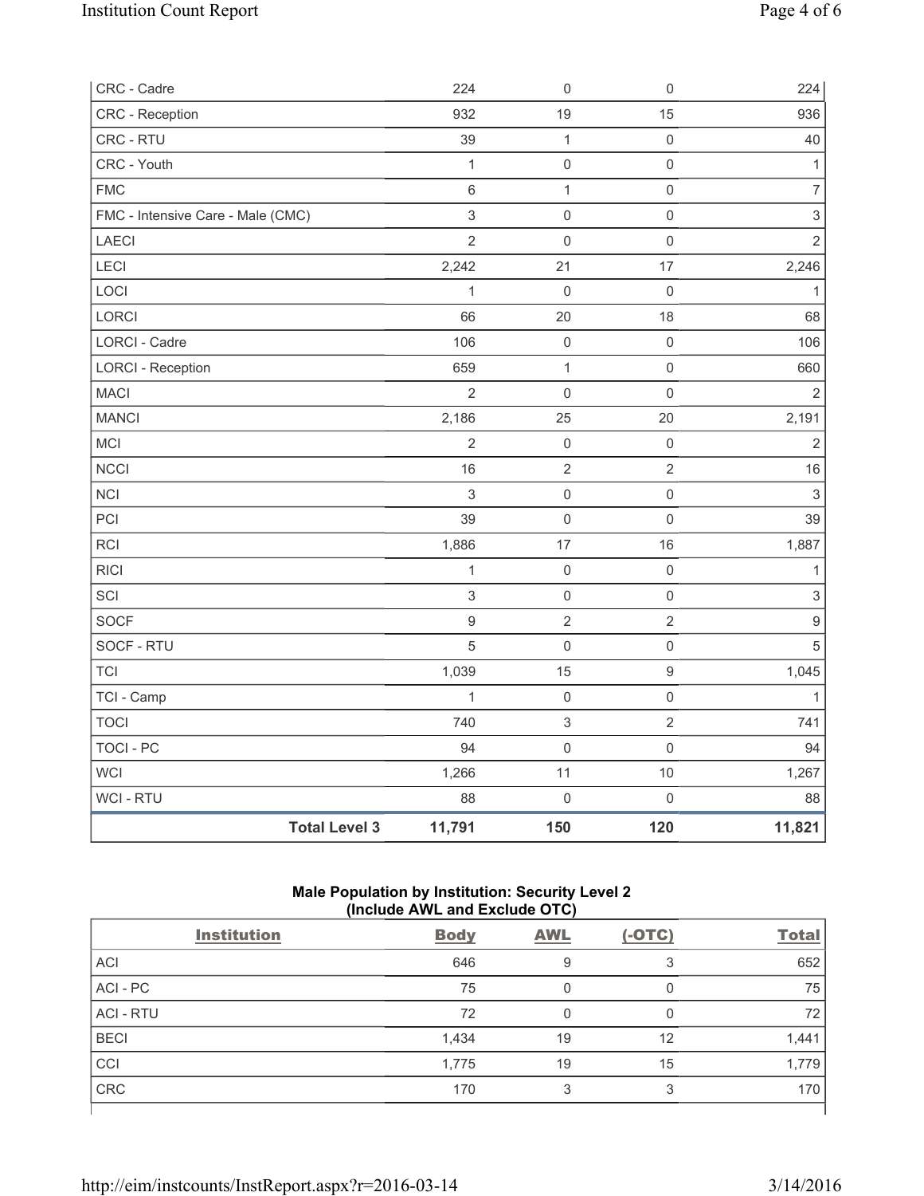| | | | | |
|---|---|---|---|---|
| CRC - Cadre | 224 | 0 | 0 | 224 |
| CRC - Reception | 932 | 19 | 15 | 936 |
| CRC - RTU | 39 | 1 | 0 | 40 |
| CRC - Youth | 1 | 0 | 0 | 1 |
| FMC | 6 | 1 | 0 | 7 |
| FMC - Intensive Care - Male (CMC) | 3 | 0 | 0 | 3 |
| LAECI | 2 | 0 | 0 | 2 |
| LECI | 2,242 | 21 | 17 | 2,246 |
| LOCI | 1 | 0 | 0 | 1 |
| LORCI | 66 | 20 | 18 | 68 |
| LORCI - Cadre | 106 | 0 | 0 | 106 |
| LORCI - Reception | 659 | 1 | 0 | 660 |
| MACI | 2 | 0 | 0 | 2 |
| MANCI | 2,186 | 25 | 20 | 2,191 |
| MCI | 2 | 0 | 0 | 2 |
| NCCI | 16 | 2 | 2 | 16 |
| NCI | 3 | 0 | 0 | 3 |
| PCI | 39 | 0 | 0 | 39 |
| RCI | 1,886 | 17 | 16 | 1,887 |
| RICI | 1 | 0 | 0 | 1 |
| SCI | 3 | 0 | 0 | 3 |
| SOCF | 9 | 2 | 2 | 9 |
| SOCF - RTU | 5 | 0 | 0 | 5 |
| TCI | 1,039 | 15 | 9 | 1,045 |
| TCI - Camp | 1 | 0 | 0 | 1 |
| TOCI | 740 | 3 | 2 | 741 |
| TOCI - PC | 94 | 0 | 0 | 94 |
| WCI | 1,266 | 11 | 10 | 1,267 |
| WCI - RTU | 88 | 0 | 0 | 88 |
| **Total Level 3** | **11,791** | **150** | **120** | **11,821** |

**Male Population by Institution: Security Level 2 (Include AWL and Exclude OTC)**

| Institution | Body | AWL | (-OTC) | Total |
|---|---|---|---|---|
| ACI | 646 | 9 | 3 | 652 |
| ACI - PC | 75 | 0 | 0 | 75 |
| ACI - RTU | 72 | 0 | 0 | 72 |
| BECI | 1,434 | 19 | 12 | 1,441 |
| CCI | 1,775 | 19 | 15 | 1,779 |
| CRC | 170 | 3 | 3 | 170 |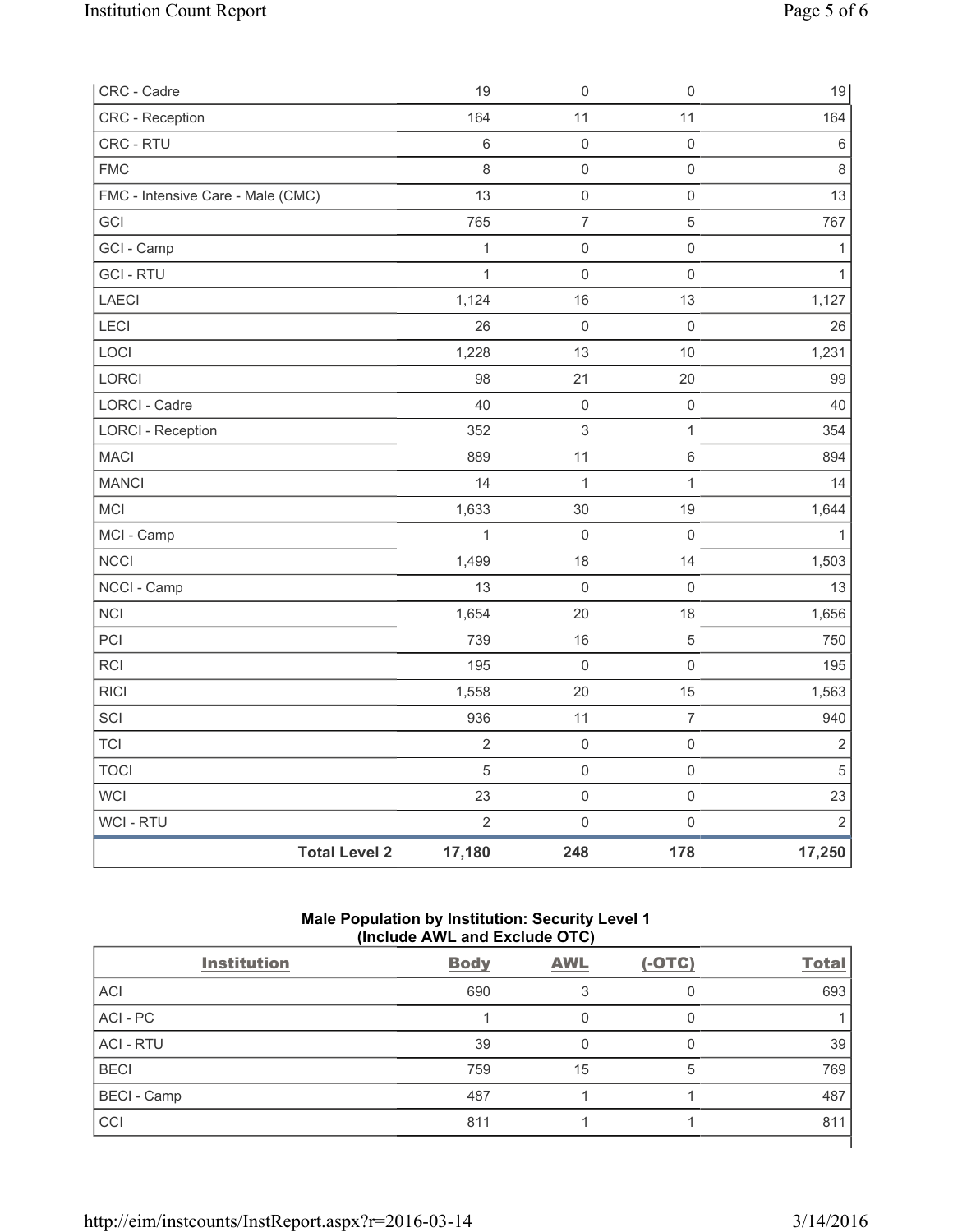| | | | | |
|---|---|---|---|---|
| CRC - Cadre | 19 | 0 | 0 | 19 |
| CRC - Reception | 164 | 11 | 11 | 164 |
| CRC - RTU | 6 | 0 | 0 | 6 |
| FMC | 8 | 0 | 0 | 8 |
| FMC - Intensive Care - Male (CMC) | 13 | 0 | 0 | 13 |
| GCI | 765 | 7 | 5 | 767 |
| GCI - Camp | 1 | 0 | 0 | 1 |
| GCI - RTU | 1 | 0 | 0 | 1 |
| LAECI | 1,124 | 16 | 13 | 1,127 |
| LECI | 26 | 0 | 0 | 26 |
| LOCI | 1,228 | 13 | 10 | 1,231 |
| LORCI | 98 | 21 | 20 | 99 |
| LORCI - Cadre | 40 | 0 | 0 | 40 |
| LORCI - Reception | 352 | 3 | 1 | 354 |
| MACI | 889 | 11 | 6 | 894 |
| MANCI | 14 | 1 | 1 | 14 |
| MCI | 1,633 | 30 | 19 | 1,644 |
| MCI - Camp | 1 | 0 | 0 | 1 |
| NCCI | 1,499 | 18 | 14 | 1,503 |
| NCCI - Camp | 13 | 0 | 0 | 13 |
| NCI | 1,654 | 20 | 18 | 1,656 |
| PCI | 739 | 16 | 5 | 750 |
| RCI | 195 | 0 | 0 | 195 |
| RICI | 1,558 | 20 | 15 | 1,563 |
| SCI | 936 | 11 | 7 | 940 |
| TCI | 2 | 0 | 0 | 2 |
| TOCI | 5 | 0 | 0 | 5 |
| WCI | 23 | 0 | 0 | 23 |
| WCI - RTU | 2 | 0 | 0 | 2 |
| **Total Level 2** | **17,180** | **248** | **178** | **17,250** |

**Male Population by Institution: Security Level 1 (Include AWL and Exclude OTC)**

| Institution | Body | AWL | (-OTC) | Total |
|---|---|---|---|---|
| ACI | 690 | 3 | 0 | 693 |
| ACI - PC | 1 | 0 | 0 | 1 |
| ACI - RTU | 39 | 0 | 0 | 39 |
| BECI | 759 | 15 | 5 | 769 |
| BECI - Camp | 487 | 1 | 1 | 487 |
| CCI | 811 | 1 | 1 | 811 |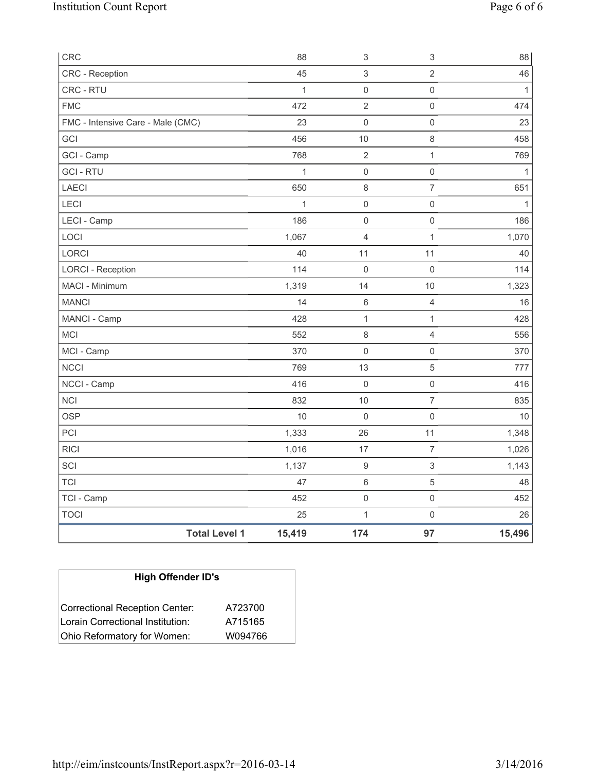| | | | | |
|---|---|---|---|---|
| CRC | 88 | 3 | 3 | 88 |
| CRC - Reception | 45 | 3 | 2 | 46 |
| CRC - RTU | 1 | 0 | 0 | 1 |
| FMC | 472 | 2 | 0 | 474 |
| FMC - Intensive Care - Male (CMC) | 23 | 0 | 0 | 23 |
| GCI | 456 | 10 | 8 | 458 |
| GCI - Camp | 768 | 2 | 1 | 769 |
| GCI - RTU | 1 | 0 | 0 | 1 |
| LAECI | 650 | 8 | 7 | 651 |
| LECI | 1 | 0 | 0 | 1 |
| LECI - Camp | 186 | 0 | 0 | 186 |
| LOCI | 1,067 | 4 | 1 | 1,070 |
| LORCI | 40 | 11 | 11 | 40 |
| LORCI - Reception | 114 | 0 | 0 | 114 |
| MACI - Minimum | 1,319 | 14 | 10 | 1,323 |
| MANCI | 14 | 6 | 4 | 16 |
| MANCI - Camp | 428 | 1 | 1 | 428 |
| MCI | 552 | 8 | 4 | 556 |
| MCI - Camp | 370 | 0 | 0 | 370 |
| NCCI | 769 | 13 | 5 | 777 |
| NCCI - Camp | 416 | 0 | 0 | 416 |
| NCI | 832 | 10 | 7 | 835 |
| OSP | 10 | 0 | 0 | 10 |
| PCI | 1,333 | 26 | 11 | 1,348 |
| RICI | 1,016 | 17 | 7 | 1,026 |
| SCI | 1,137 | 9 | 3 | 1,143 |
| TCI | 47 | 6 | 5 | 48 |
| TCI - Camp | 452 | 0 | 0 | 452 |
| TOCI | 25 | 1 | 0 | 26 |
| **Total Level 1** | **15,419** | **174** | **97** | **15,496** |

| High Offender ID's | |
|---|---|
| Correctional Reception Center: | A723700 |
| Lorain Correctional Institution: | A715165 |
| Ohio Reformatory for Women: | W094766 |